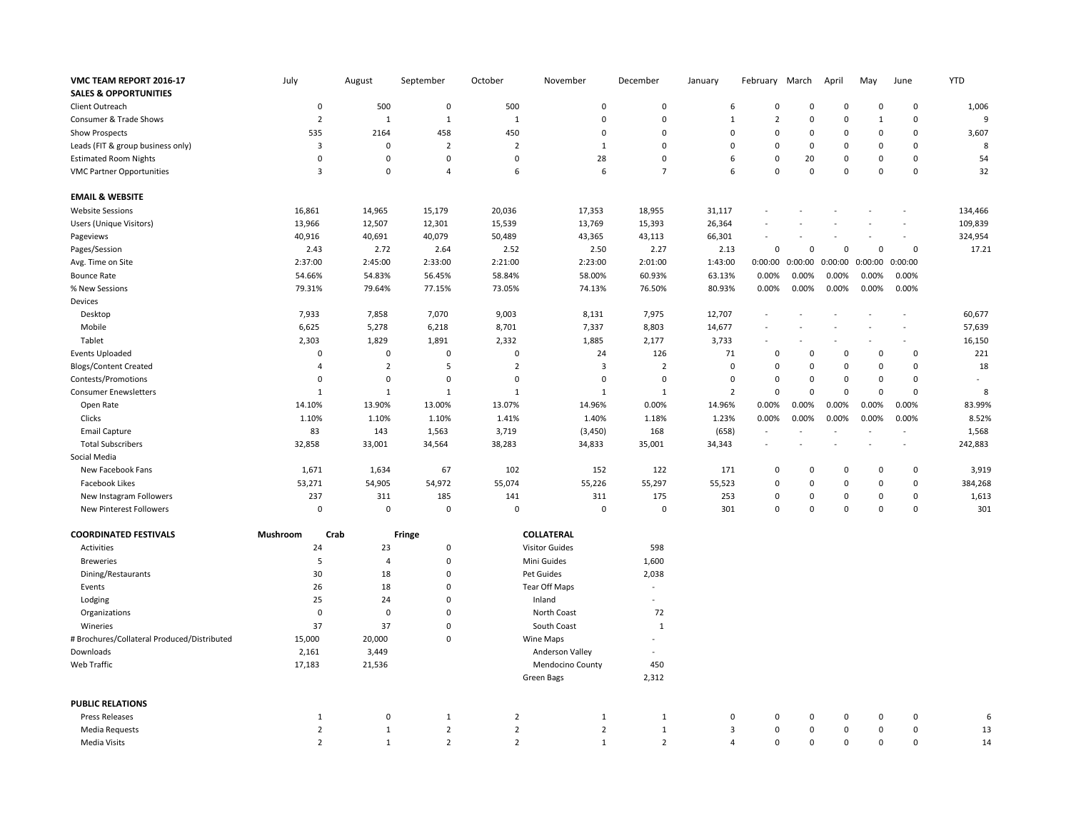| VMC TEAM REPORT 2016-17 | July | August | September | October | November | December | January | February | March | April | May | June | YTD |
|---|---|---|---|---|---|---|---|---|---|---|---|---|---|
| **SALES & OPPORTUNITIES** | | | | | | | | | | | | | |
| Client Outreach | 0 | 500 | 0 | 500 | 0 | 0 | 6 | 0 | 0 | 0 | 0 | 0 | 1,006 |
| Consumer & Trade Shows | 2 | 1 | 1 | 1 | 0 | 0 | 1 | 2 | 0 | 0 | 1 | 0 | 9 |
| Show Prospects | 535 | 2164 | 458 | 450 | 0 | 0 | 0 | 0 | 0 | 0 | 0 | 0 | 3,607 |
| Leads (FIT & group business only) | 3 | 0 | 2 | 2 | 1 | 0 | 0 | 0 | 0 | 0 | 0 | 0 | 8 |
| Estimated Room Nights | 0 | 0 | 0 | 0 | 28 | 0 | 6 | 0 | 20 | 0 | 0 | 0 | 54 |
| VMC Partner Opportunities | 3 | 0 | 4 | 6 | 6 | 7 | 6 | 0 | 0 | 0 | 0 | 0 | 32 |
| | | | | | | | | | | | | | |
| **EMAIL & WEBSITE** | | | | | | | | | | | | | |
| Website Sessions | 16,861 | 14,965 | 15,179 | 20,036 | 17,353 | 18,955 | 31,117 | - | - | - | - | - | 134,466 |
| Users (Unique Visitors) | 13,966 | 12,507 | 12,301 | 15,539 | 13,769 | 15,393 | 26,364 | - | - | - | - | - | 109,839 |
| Pageviews | 40,916 | 40,691 | 40,079 | 50,489 | 43,365 | 43,113 | 66,301 | - | - | - | - | - | 324,954 |
| Pages/Session | 2.43 | 2.72 | 2.64 | 2.52 | 2.50 | 2.27 | 2.13 | 0 | 0 | 0 | 0 | 0 | 17.21 |
| Avg. Time on Site | 2:37:00 | 2:45:00 | 2:33:00 | 2:21:00 | 2:23:00 | 2:01:00 | 1:43:00 | 0:00:00 | 0:00:00 | 0:00:00 | 0:00:00 | 0:00:00 | |
| Bounce Rate | 54.66% | 54.83% | 56.45% | 58.84% | 58.00% | 60.93% | 63.13% | 0.00% | 0.00% | 0.00% | 0.00% | 0.00% | |
| % New Sessions | 79.31% | 79.64% | 77.15% | 73.05% | 74.13% | 76.50% | 80.93% | 0.00% | 0.00% | 0.00% | 0.00% | 0.00% | |
| Devices | | | | | | | | | | | | | |
| Desktop | 7,933 | 7,858 | 7,070 | 9,003 | 8,131 | 7,975 | 12,707 | - | - | - | - | - | 60,677 |
| Mobile | 6,625 | 5,278 | 6,218 | 8,701 | 7,337 | 8,803 | 14,677 | - | - | - | - | - | 57,639 |
| Tablet | 2,303 | 1,829 | 1,891 | 2,332 | 1,885 | 2,177 | 3,733 | - | - | - | - | - | 16,150 |
| Events Uploaded | 0 | 0 | 0 | 0 | 24 | 126 | 71 | 0 | 0 | 0 | 0 | 0 | 221 |
| Blogs/Content Created | 4 | 2 | 5 | 2 | 3 | 2 | 0 | 0 | 0 | 0 | 0 | 0 | 18 |
| Contests/Promotions | 0 | 0 | 0 | 0 | 0 | 0 | 0 | 0 | 0 | 0 | 0 | 0 | - |
| Consumer Enewsletters | 1 | 1 | 1 | 1 | 1 | 1 | 2 | 0 | 0 | 0 | 0 | 0 | 8 |
| Open Rate | 14.10% | 13.90% | 13.00% | 13.07% | 14.96% | 0.00% | 14.96% | 0.00% | 0.00% | 0.00% | 0.00% | 0.00% | 83.99% |
| Clicks | 1.10% | 1.10% | 1.10% | 1.41% | 1.40% | 1.18% | 1.23% | 0.00% | 0.00% | 0.00% | 0.00% | 0.00% | 8.52% |
| Email Capture | 83 | 143 | 1,563 | 3,719 | (3,450) | 168 | (658) | - | - | - | - | - | 1,568 |
| Total Subscribers | 32,858 | 33,001 | 34,564 | 38,283 | 34,833 | 35,001 | 34,343 | - | - | - | - | - | 242,883 |
| Social Media | | | | | | | | | | | | | |
| New Facebook Fans | 1,671 | 1,634 | 67 | 102 | 152 | 122 | 171 | 0 | 0 | 0 | 0 | 0 | 3,919 |
| Facebook Likes | 53,271 | 54,905 | 54,972 | 55,074 | 55,226 | 55,297 | 55,523 | 0 | 0 | 0 | 0 | 0 | 384,268 |
| New Instagram Followers | 237 | 311 | 185 | 141 | 311 | 175 | 253 | 0 | 0 | 0 | 0 | 0 | 1,613 |
| New Pinterest Followers | 0 | 0 | 0 | 0 | 0 | 0 | 301 | 0 | 0 | 0 | 0 | 0 | 301 |

| **COORDINATED FESTIVALS** | **Mushroom** | **Crab** | **Fringe** |
|---|---|---|---|
| Activities | 24 | 23 | 0 |
| Breweries | 5 | 4 | 0 |
| Dining/Restaurants | 30 | 18 | 0 |
| Events | 26 | 18 | 0 |
| Lodging | 25 | 24 | 0 |
| Organizations | 0 | 0 | 0 |
| Wineries | 37 | 37 | 0 |
| # Brochures/Collateral Produced/Distributed | 15,000 | 20,000 | 0 |
| Downloads | 2,161 | 3,449 | |
| Web Traffic | 17,183 | 21,536 | |

| **COLLATERAL** | |
|---|---|
| Visitor Guides | 598 |
| Mini Guides | 1,600 |
| Pet Guides | 2,038 |
| Tear Off Maps | - |
| Inland | - |
| North Coast | 72 |
| South Coast | 1 |
| Wine Maps | - |
| Anderson Valley | - |
| Mendocino County | 450 |
| Green Bags | 2,312 |

| **PUBLIC RELATIONS** | July | August | September | October | November | December | January | February | March | April | May | June | YTD |
|---|---|---|---|---|---|---|---|---|---|---|---|---|---|
| Press Releases | 1 | 0 | 1 | 2 | 1 | 1 | 0 | 0 | 0 | 0 | 0 | 0 | 6 |
| Media Requests | 2 | 1 | 2 | 2 | 2 | 1 | 3 | 0 | 0 | 0 | 0 | 0 | 13 |
| Media Visits | 2 | 1 | 2 | 2 | 1 | 2 | 4 | 0 | 0 | 0 | 0 | 0 | 14 |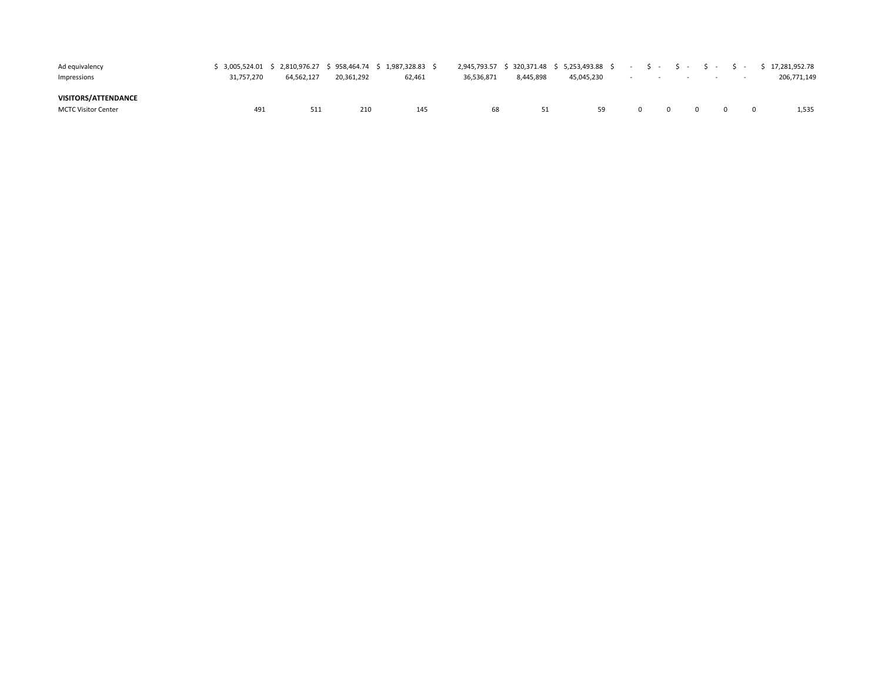| | | | | | | | | | | | | | |
|---|---|---|---|---|---|---|---|---|---|---|---|---|---|
| Ad equivalency | $ 3,005,524.01 | $ 2,810,976.27 | $ 958,464.74 | $ 1,987,328.83 | $ 2,945,793.57 | $ 320,371.48 | $ 5,253,493.88 | $ - | $ - | $ - | $ - | $ - | $ 17,281,952.78 |
| Impressions | 31,757,270 | 64,562,127 | 20,361,292 | 62,461 | 36,536,871 | 8,445,898 | 45,045,230 | - | - | - | - | - | 206,771,149 |
| **VISITORS/ATTENDANCE** | | | | | | | | | | | | | |
| MCTC Visitor Center | 491 | 511 | 210 | 145 | 68 | 51 | 59 | 0 | 0 | 0 | 0 | 0 | 1,535 |